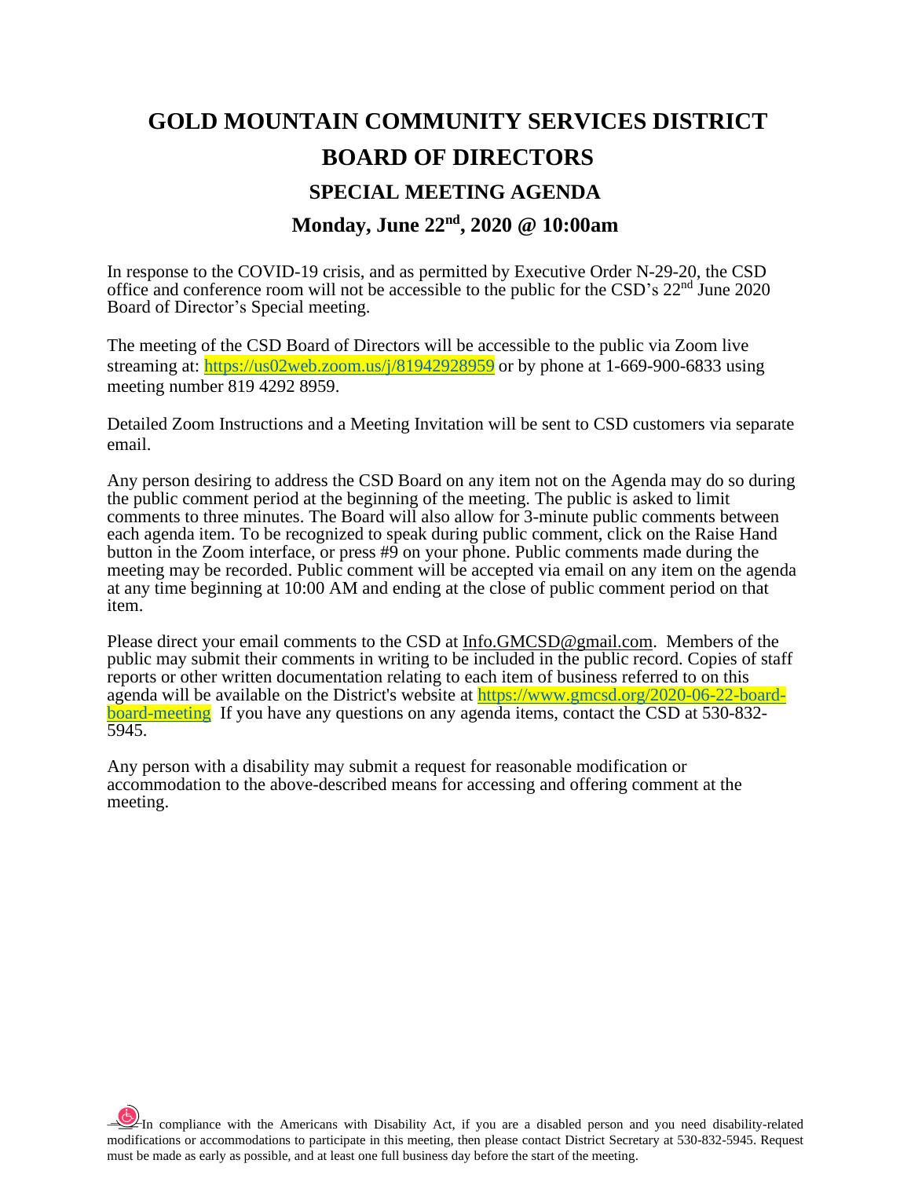# GOLD MOUNTAIN COMMUNITY SERVICES DISTRICT

# BOARD OF DIRECTORS

## SPECIAL MEETING AGENDA

## Monday, June 22nd, 2020 @ 10:00am

In response to the COVID-19 crisis, and as permitted by Executive Order N-29-20, the CSD office and conference room will not be accessible to the public for the CSD's 22nd June 2020 Board of Director's Special meeting.

The meeting of the CSD Board of Directors will be accessible to the public via Zoom live streaming at: https://us02web.zoom.us/j/81942928959 or by phone at 1-669-900-6833 using meeting number 819 4292 8959.

Detailed Zoom Instructions and a Meeting Invitation will be sent to CSD customers via separate email.

Any person desiring to address the CSD Board on any item not on the Agenda may do so during the public comment period at the beginning of the meeting. The public is asked to limit comments to three minutes. The Board will also allow for 3-minute public comments between each agenda item. To be recognized to speak during public comment, click on the Raise Hand button in the Zoom interface, or press #9 on your phone. Public comments made during the meeting may be recorded. Public comment will be accepted via email on any item on the agenda at any time beginning at 10:00 AM and ending at the close of public comment period on that item.

Please direct your email comments to the CSD at Info.GMCSD@gmail.com. Members of the public may submit their comments in writing to be included in the public record. Copies of staff reports or other written documentation relating to each item of business referred to on this agenda will be available on the District's website at https://www.gmcsd.org/2020-06-22-board-board-meeting If you have any questions on any agenda items, contact the CSD at 530-832-5945.

Any person with a disability may submit a request for reasonable modification or accommodation to the above-described means for accessing and offering comment at the meeting.

In compliance with the Americans with Disability Act, if you are a disabled person and you need disability-related modifications or accommodations to participate in this meeting, then please contact District Secretary at 530-832-5945. Request must be made as early as possible, and at least one full business day before the start of the meeting.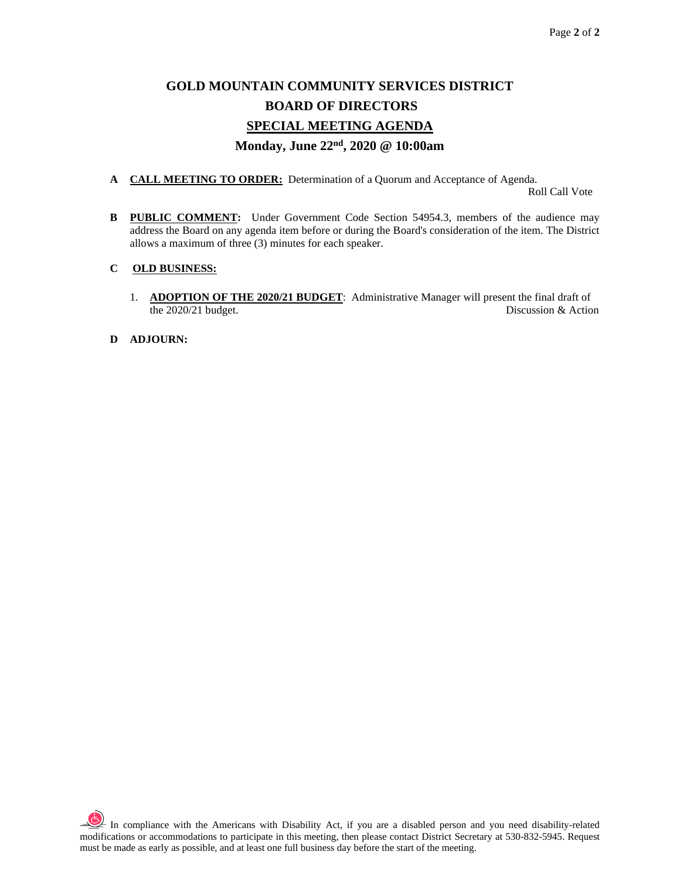# GOLD MOUNTAIN COMMUNITY SERVICES DISTRICT
# BOARD OF DIRECTORS
## SPECIAL MEETING AGENDA
### Monday, June 22nd, 2020 @ 10:00am

**A** **CALL MEETING TO ORDER:** Determination of a Quorum and Acceptance of Agenda.
Roll Call Vote

**B** **PUBLIC COMMENT:** Under Government Code Section 54954.3, members of the audience may address the Board on any agenda item before or during the Board's consideration of the item. The District allows a maximum of three (3) minutes for each speaker.

**C** **OLD BUSINESS:**

1. **ADOPTION OF THE 2020/21 BUDGET**: Administrative Manager will present the final draft of the 2020/21 budget. Discussion & Action

**D** **ADJOURN:**

In compliance with the Americans with Disability Act, if you are a disabled person and you need disability-related modifications or accommodations to participate in this meeting, then please contact District Secretary at 530-832-5945. Request must be made as early as possible, and at least one full business day before the start of the meeting.